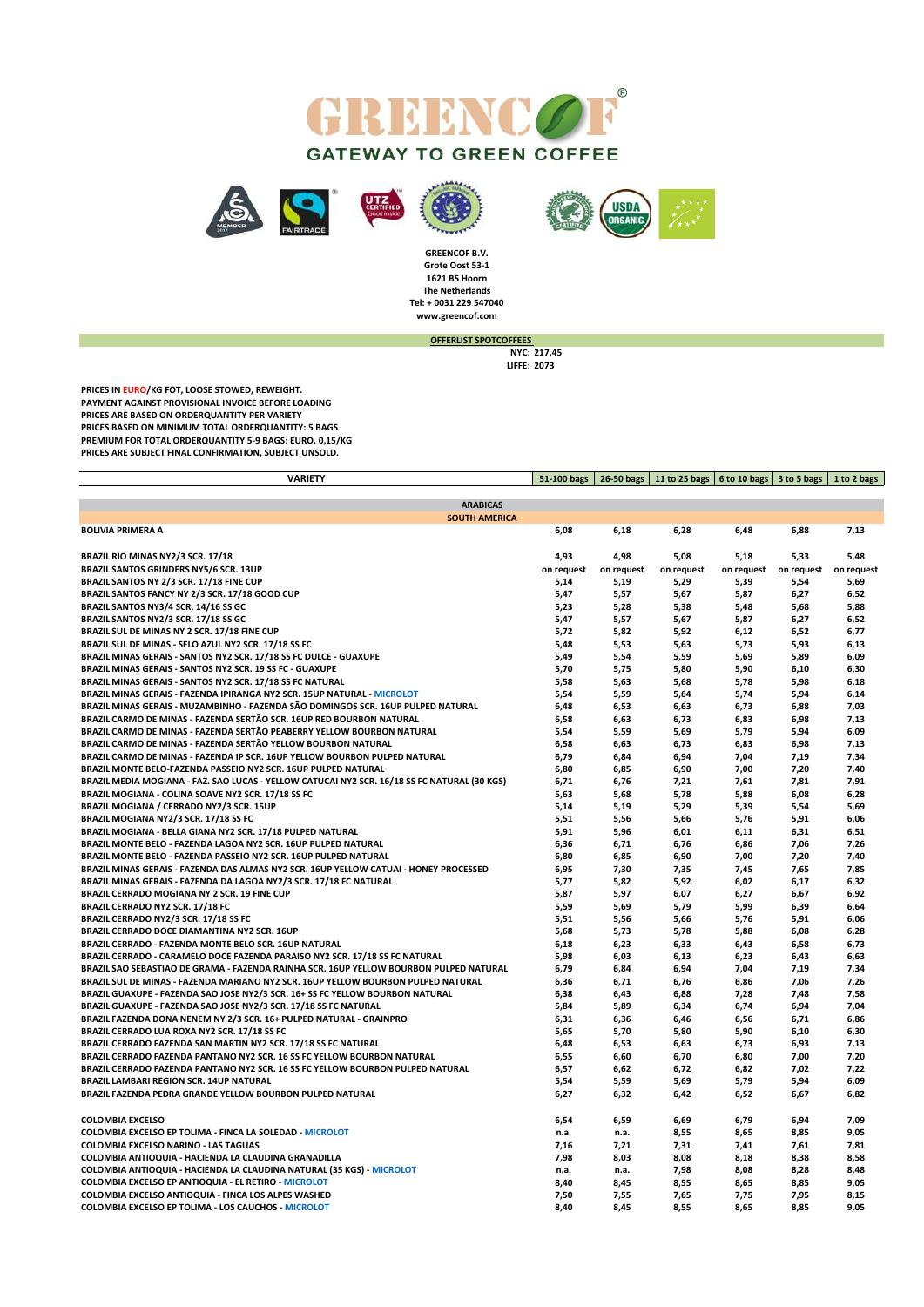# GREENCOF®

## GATEWAY TO GREEN COFFEE

**GREENCOF B.V.**
**Grote Oost 53-1**
**1621 BS Hoorn**
**The Netherlands**
**Tel: + 0031 229 547040**
**www.greencof.com**

**OFFERLIST SPOTCOFFEES**

**NYC: 217,45**
**LIFFE: 2073**

**PRICES IN EURO/KG FOT, LOOSE STOWED, REWEIGHT.**
**PAYMENT AGAINST PROVISIONAL INVOICE BEFORE LOADING**
**PRICES ARE BASED ON ORDERQUANTITY PER VARIETY**
**PRICES BASED ON MINIMUM TOTAL ORDERQUANTITY: 5 BAGS**
**PREMIUM FOR TOTAL ORDERQUANTITY 5-9 BAGS: EURO. 0,15/KG**
**PRICES ARE SUBJECT FINAL CONFIRMATION, SUBJECT UNSOLD.**

| VARIETY | 51-100 bags | 26-50 bags | 11 to 25 bags | 6 to 10 bags | 3 to 5 bags | 1 to 2 bags |
|---|---|---|---|---|---|---|
| **ARABICAS** | | | | | | |
| **SOUTH AMERICA** | | | | | | |
| BOLIVIA PRIMERA A | 6,08 | 6,18 | 6,28 | 6,48 | 6,88 | 7,13 |
| | | | | | | |
| BRAZIL RIO MINAS NY2/3 SCR. 17/18 | 4,93 | 4,98 | 5,08 | 5,18 | 5,33 | 5,48 |
| BRAZIL SANTOS GRINDERS NY5/6 SCR. 13UP | on request | on request | on request | on request | on request | on request |
| BRAZIL SANTOS NY 2/3 SCR. 17/18 FINE CUP | 5,14 | 5,19 | 5,29 | 5,39 | 5,54 | 5,69 |
| BRAZIL SANTOS FANCY NY 2/3 SCR. 17/18 GOOD CUP | 5,47 | 5,57 | 5,67 | 5,87 | 6,27 | 6,52 |
| BRAZIL SANTOS NY3/4 SCR. 14/16 SS GC | 5,23 | 5,28 | 5,38 | 5,48 | 5,68 | 5,88 |
| BRAZIL SANTOS NY2/3 SCR. 17/18 SS GC | 5,47 | 5,57 | 5,67 | 5,87 | 6,27 | 6,52 |
| BRAZIL SUL DE MINAS NY 2 SCR. 17/18 FINE CUP | 5,72 | 5,82 | 5,92 | 6,12 | 6,52 | 6,77 |
| BRAZIL SUL DE MINAS - SELO AZUL NY2 SCR. 17/18 SS FC | 5,48 | 5,53 | 5,63 | 5,73 | 5,93 | 6,13 |
| BRAZIL MINAS GERAIS - SANTOS NY2 SCR. 17/18 SS FC DULCE - GUAXUPE | 5,49 | 5,54 | 5,59 | 5,69 | 5,89 | 6,09 |
| BRAZIL MINAS GERAIS - SANTOS NY2 SCR. 19 SS FC - GUAXUPE | 5,70 | 5,75 | 5,80 | 5,90 | 6,10 | 6,30 |
| BRAZIL MINAS GERAIS - SANTOS NY2 SCR. 17/18 SS FC NATURAL | 5,58 | 5,63 | 5,68 | 5,78 | 5,98 | 6,18 |
| BRAZIL MINAS GERAIS - FAZENDA IPIRANGA NY2 SCR. 15UP NATURAL - MICROLOT | 5,54 | 5,59 | 5,64 | 5,74 | 5,94 | 6,14 |
| BRAZIL MINAS GERAIS - MUZAMBINHO - FAZENDA SÃO DOMINGOS SCR. 16UP PULPED NATURAL | 6,48 | 6,53 | 6,63 | 6,73 | 6,88 | 7,03 |
| BRAZIL CARMO DE MINAS - FAZENDA SERTÃO SCR. 16UP RED BOURBON NATURAL | 6,58 | 6,63 | 6,73 | 6,83 | 6,98 | 7,13 |
| BRAZIL CARMO DE MINAS - FAZENDA SERTÃO PEABERRY YELLOW BOURBON NATURAL | 5,54 | 5,59 | 5,69 | 5,79 | 5,94 | 6,09 |
| BRAZIL CARMO DE MINAS - FAZENDA SERTÃO YELLOW BOURBON NATURAL | 6,58 | 6,63 | 6,73 | 6,83 | 6,98 | 7,13 |
| BRAZIL CARMO DE MINAS - FAZENDA IP SCR. 16UP YELLOW BOURBON PULPED NATURAL | 6,79 | 6,84 | 6,94 | 7,04 | 7,19 | 7,34 |
| BRAZIL MONTE BELO-FAZENDA PASSEIO NY2 SCR. 16UP PULPED NATURAL | 6,80 | 6,85 | 6,90 | 7,00 | 7,20 | 7,40 |
| BRAZIL MEDIA MOGIANA - FAZ. SAO LUCAS - YELLOW CATUCAI NY2 SCR. 16/18 SS FC NATURAL (30 KGS) | 6,71 | 6,76 | 7,21 | 7,61 | 7,81 | 7,91 |
| BRAZIL MOGIANA - COLINA SOAVE NY2 SCR. 17/18 SS FC | 5,63 | 5,68 | 5,78 | 5,88 | 6,08 | 6,28 |
| BRAZIL MOGIANA / CERRADO NY2/3 SCR. 15UP | 5,14 | 5,19 | 5,29 | 5,39 | 5,54 | 5,69 |
| BRAZIL MOGIANA NY2/3 SCR. 17/18 SS FC | 5,51 | 5,56 | 5,66 | 5,76 | 5,91 | 6,06 |
| BRAZIL MOGIANA - BELLA GIANA NY2 SCR. 17/18 PULPED NATURAL | 5,91 | 5,96 | 6,01 | 6,11 | 6,31 | 6,51 |
| BRAZIL MONTE BELO - FAZENDA LAGOA NY2 SCR. 16UP PULPED NATURAL | 6,36 | 6,71 | 6,76 | 6,86 | 7,06 | 7,26 |
| BRAZIL MONTE BELO - FAZENDA PASSEIO NY2 SCR. 16UP PULPED NATURAL | 6,80 | 6,85 | 6,90 | 7,00 | 7,20 | 7,40 |
| BRAZIL MINAS GERAIS - FAZENDA DAS ALMAS NY2 SCR. 16UP YELLOW CATUAI - HONEY PROCESSED | 6,95 | 7,30 | 7,35 | 7,45 | 7,65 | 7,85 |
| BRAZIL MINAS GERAIS - FAZENDA DA LAGOA NY2/3 SCR. 17/18 FC NATURAL | 5,77 | 5,82 | 5,92 | 6,02 | 6,17 | 6,32 |
| BRAZIL CERRADO MOGIANA NY 2 SCR. 19 FINE CUP | 5,87 | 5,97 | 6,07 | 6,27 | 6,67 | 6,92 |
| BRAZIL CERRADO NY2 SCR. 17/18 FC | 5,59 | 5,69 | 5,79 | 5,99 | 6,39 | 6,64 |
| BRAZIL CERRADO NY2/3 SCR. 17/18 SS FC | 5,51 | 5,56 | 5,66 | 5,76 | 5,91 | 6,06 |
| BRAZIL CERRADO DOCE DIAMANTINA NY2 SCR. 16UP | 5,68 | 5,73 | 5,78 | 5,88 | 6,08 | 6,28 |
| BRAZIL CERRADO - FAZENDA MONTE BELO SCR. 16UP NATURAL | 6,18 | 6,23 | 6,33 | 6,43 | 6,58 | 6,73 |
| BRAZIL CERRADO - CARAMELO DOCE FAZENDA PARAISO NY2 SCR. 17/18 SS FC NATURAL | 5,98 | 6,03 | 6,13 | 6,23 | 6,43 | 6,63 |
| BRAZIL SAO SEBASTIAO DE GRAMA - FAZENDA RAINHA SCR. 16UP YELLOW BOURBON PULPED NATURAL | 6,79 | 6,84 | 6,94 | 7,04 | 7,19 | 7,34 |
| BRAZIL SUL DE MINAS - FAZENDA MARIANO NY2 SCR. 16UP YELLOW BOURBON PULPED NATURAL | 6,36 | 6,71 | 6,76 | 6,86 | 7,06 | 7,26 |
| BRAZIL GUAXUPE - FAZENDA SAO JOSE NY2/3 SCR. 16+ SS FC YELLOW BOURBON NATURAL | 6,38 | 6,43 | 6,88 | 7,28 | 7,48 | 7,58 |
| BRAZIL GUAXUPE - FAZENDA SAO JOSE NY2/3 SCR. 17/18 SS FC NATURAL | 5,84 | 5,89 | 6,34 | 6,74 | 6,94 | 7,04 |
| BRAZIL FAZENDA DONA NENEM NY 2/3 SCR. 16+ PULPED NATURAL - GRAINPRO | 6,31 | 6,36 | 6,46 | 6,56 | 6,71 | 6,86 |
| BRAZIL CERRADO LUA ROXA NY2 SCR. 17/18 SS FC | 5,65 | 5,70 | 5,80 | 5,90 | 6,10 | 6,30 |
| BRAZIL CERRADO FAZENDA SAN MARTIN NY2 SCR. 17/18 SS FC NATURAL | 6,48 | 6,53 | 6,63 | 6,73 | 6,93 | 7,13 |
| BRAZIL CERRADO FAZENDA PANTANO NY2 SCR. 16 SS FC YELLOW BOURBON NATURAL | 6,55 | 6,60 | 6,70 | 6,80 | 7,00 | 7,20 |
| BRAZIL CERRADO FAZENDA PANTANO NY2 SCR. 16 SS FC YELLOW BOURBON PULPED NATURAL | 6,57 | 6,62 | 6,72 | 6,82 | 7,02 | 7,22 |
| BRAZIL LAMBARI REGION SCR. 14UP NATURAL | 5,54 | 5,59 | 5,69 | 5,79 | 5,94 | 6,09 |
| BRAZIL FAZENDA PEDRA GRANDE YELLOW BOURBON PULPED NATURAL | 6,27 | 6,32 | 6,42 | 6,52 | 6,67 | 6,82 |
| | | | | | | |
| COLOMBIA EXCELSO | 6,54 | 6,59 | 6,69 | 6,79 | 6,94 | 7,09 |
| COLOMBIA EXCELSO EP TOLIMA - FINCA LA SOLEDAD - MICROLOT | n.a. | n.a. | 8,55 | 8,65 | 8,85 | 9,05 |
| COLOMBIA EXCELSO NARINO - LAS TAGUAS | 7,16 | 7,21 | 7,31 | 7,41 | 7,61 | 7,81 |
| COLOMBIA ANTIOQUIA - HACIENDA LA CLAUDINA GRANADILLA | 7,98 | 8,03 | 8,08 | 8,18 | 8,38 | 8,58 |
| COLOMBIA ANTIOQUIA - HACIENDA LA CLAUDINA NATURAL (35 KGS) - MICROLOT | n.a. | n.a. | 7,98 | 8,08 | 8,28 | 8,48 |
| COLOMBIA EXCELSO EP ANTIOQUIA - EL RETIRO - MICROLOT | 8,40 | 8,45 | 8,55 | 8,65 | 8,85 | 9,05 |
| COLOMBIA EXCELSO ANTIOQUIA - FINCA LOS ALPES WASHED | 7,50 | 7,55 | 7,65 | 7,75 | 7,95 | 8,15 |
| COLOMBIA EXCELSO EP TOLIMA - LOS CAUCHOS - MICROLOT | 8,40 | 8,45 | 8,55 | 8,65 | 8,85 | 9,05 |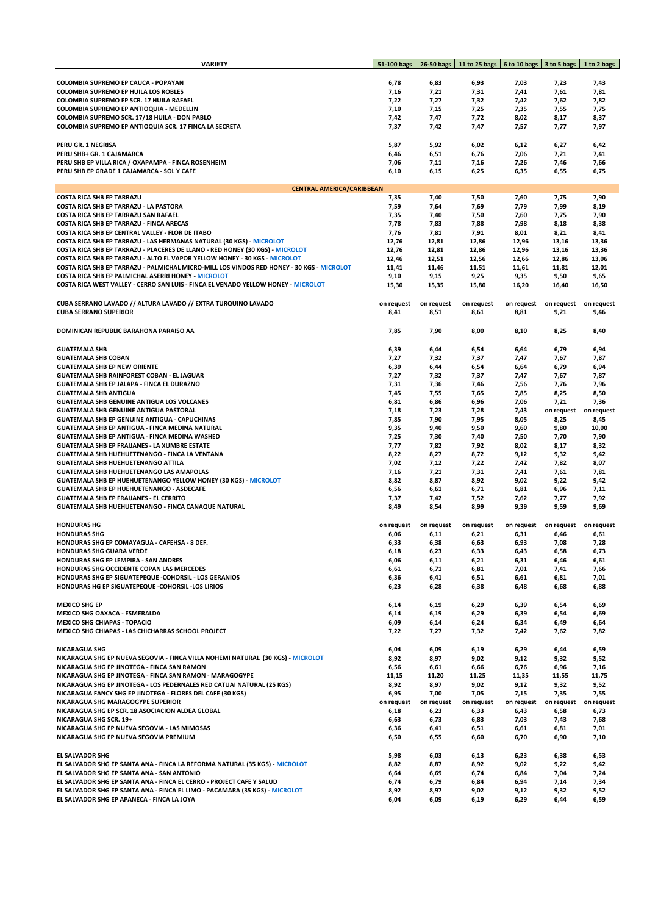| VARIETY | 51-100 bags | 26-50 bags | 11 to 25 bags | 6 to 10 bags | 3 to 5 bags | 1 to 2 bags |
|---|---|---|---|---|---|---|
| COLOMBIA SUPREMO EP CAUCA - POPAYAN | 6,78 | 6,83 | 6,93 | 7,03 | 7,23 | 7,43 |
| COLOMBIA SUPREMO EP HUILA LOS ROBLES | 7,16 | 7,21 | 7,31 | 7,41 | 7,61 | 7,81 |
| COLOMBIA SUPREMO EP SCR. 17 HUILA RAFAEL | 7,22 | 7,27 | 7,32 | 7,42 | 7,62 | 7,82 |
| COLOMBIA SUPREMO EP ANTIOQUIA - MEDELLIN | 7,10 | 7,15 | 7,25 | 7,35 | 7,55 | 7,75 |
| COLOMBIA SUPREMO SCR. 17/18 HUILA - DON PABLO | 7,42 | 7,47 | 7,72 | 8,02 | 8,17 | 8,37 |
| COLOMBIA SUPREMO EP ANTIOQUIA SCR. 17 FINCA LA SECRETA | 7,37 | 7,42 | 7,47 | 7,57 | 7,77 | 7,97 |
| | | | | | | |
| PERU GR. 1 NEGRISA | 5,87 | 5,92 | 6,02 | 6,12 | 6,27 | 6,42 |
| PERU SHB+ GR. 1 CAJAMARCA | 6,46 | 6,51 | 6,76 | 7,06 | 7,21 | 7,41 |
| PERU SHB EP VILLA RICA / OXAPAMPA - FINCA ROSENHEIM | 7,06 | 7,11 | 7,16 | 7,26 | 7,46 | 7,66 |
| PERU SHB EP GRADE 1 CAJAMARCA - SOL Y CAFE | 6,10 | 6,15 | 6,25 | 6,35 | 6,55 | 6,75 |
| **CENTRAL AMERICA/CARIBBEAN** | | | | | | |
| COSTA RICA SHB EP TARRAZU | 7,35 | 7,40 | 7,50 | 7,60 | 7,75 | 7,90 |
| COSTA RICA SHB EP TARRAZU - LA PASTORA | 7,59 | 7,64 | 7,69 | 7,79 | 7,99 | 8,19 |
| COSTA RICA SHB EP TARRAZU SAN RAFAEL | 7,35 | 7,40 | 7,50 | 7,60 | 7,75 | 7,90 |
| COSTA RICA SHB EP TARRAZU - FINCA ARECAS | 7,78 | 7,83 | 7,88 | 7,98 | 8,18 | 8,38 |
| COSTA RICA SHB EP CENTRAL VALLEY - FLOR DE ITABO | 7,76 | 7,81 | 7,91 | 8,01 | 8,21 | 8,41 |
| COSTA RICA SHB EP TARRAZU - LAS HERMANAS NATURAL (30 KGS) - MICROLOT | 12,76 | 12,81 | 12,86 | 12,96 | 13,16 | 13,36 |
| COSTA RICA SHB EP TARRAZU - PLACERES DE LLANO - RED HONEY (30 KGS) - MICROLOT | 12,76 | 12,81 | 12,86 | 12,96 | 13,16 | 13,36 |
| COSTA RICA SHB EP TARRAZU - ALTO EL VAPOR YELLOW HONEY - 30 KGS - MICROLOT | 12,46 | 12,51 | 12,56 | 12,66 | 12,86 | 13,06 |
| COSTA RICA SHB EP TARRAZU - PALMICHAL MICRO-MILL LOS VINDOS RED HONEY - 30 KGS - MICROLOT | 11,41 | 11,46 | 11,51 | 11,61 | 11,81 | 12,01 |
| COSTA RICA SHB EP PALMICHAL ASERRI HONEY - MICROLOT | 9,10 | 9,15 | 9,25 | 9,35 | 9,50 | 9,65 |
| COSTA RICA WEST VALLEY - CERRO SAN LUIS - FINCA EL VENADO YELLOW HONEY - MICROLOT | 15,30 | 15,35 | 15,80 | 16,20 | 16,40 | 16,50 |
| | | | | | | |
| CUBA SERRANO LAVADO // ALTURA LAVADO // EXTRA TURQUINO LAVADO | on request | on request | on request | on request | on request | on request |
| CUBA SERRANO SUPERIOR | 8,41 | 8,51 | 8,61 | 8,81 | 9,21 | 9,46 |
| | | | | | | |
| DOMINICAN REPUBLIC BARAHONA PARAISO AA | 7,85 | 7,90 | 8,00 | 8,10 | 8,25 | 8,40 |
| | | | | | | |
| GUATEMALA SHB | 6,39 | 6,44 | 6,54 | 6,64 | 6,79 | 6,94 |
| GUATEMALA SHB COBAN | 7,27 | 7,32 | 7,37 | 7,47 | 7,67 | 7,87 |
| GUATEMALA SHB EP NEW ORIENTE | 6,39 | 6,44 | 6,54 | 6,64 | 6,79 | 6,94 |
| GUATEMALA SHB RAINFOREST COBAN - EL JAGUAR | 7,27 | 7,32 | 7,37 | 7,47 | 7,67 | 7,87 |
| GUATEMALA SHB EP JALAPA - FINCA EL DURAZNO | 7,31 | 7,36 | 7,46 | 7,56 | 7,76 | 7,96 |
| GUATEMALA SHB ANTIGUA | 7,45 | 7,55 | 7,65 | 7,85 | 8,25 | 8,50 |
| GUATEMALA SHB GENUINE ANTIGUA LOS VOLCANES | 6,81 | 6,86 | 6,96 | 7,06 | 7,21 | 7,36 |
| GUATEMALA SHB GENUINE ANTIGUA PASTORAL | 7,18 | 7,23 | 7,28 | 7,43 | on request | on request |
| GUATEMALA SHB EP GENUINE ANTIGUA - CAPUCHINAS | 7,85 | 7,90 | 7,95 | 8,05 | 8,25 | 8,45 |
| GUATEMALA SHB EP ANTIGUA - FINCA MEDINA NATURAL | 9,35 | 9,40 | 9,50 | 9,60 | 9,80 | 10,00 |
| GUATEMALA SHB EP ANTIGUA - FINCA MEDINA WASHED | 7,25 | 7,30 | 7,40 | 7,50 | 7,70 | 7,90 |
| GUATEMALA SHB EP FRAIJANES - LA XUMBRE ESTATE | 7,77 | 7,82 | 7,92 | 8,02 | 8,17 | 8,32 |
| GUATEMALA SHB HUEHUETENANGO - FINCA LA VENTANA | 8,22 | 8,27 | 8,72 | 9,12 | 9,32 | 9,42 |
| GUATEMALA SHB HUEHUETENANGO ATTILA | 7,02 | 7,12 | 7,22 | 7,42 | 7,82 | 8,07 |
| GUATEMALA SHB HUEHUETENANGO LAS AMAPOLAS | 7,16 | 7,21 | 7,31 | 7,41 | 7,61 | 7,81 |
| GUATEMALA SHB EP HUEHUETENANGO YELLOW HONEY (30 KGS) - MICROLOT | 8,82 | 8,87 | 8,92 | 9,02 | 9,22 | 9,42 |
| GUATEMALA SHB EP HUEHUETENANGO - ASDECAFE | 6,56 | 6,61 | 6,71 | 6,81 | 6,96 | 7,11 |
| GUATEMALA SHB EP FRAIJANES - EL CERRITO | 7,37 | 7,42 | 7,52 | 7,62 | 7,77 | 7,92 |
| GUATEMALA SHB HUEHUETENANGO - FINCA CANAQUE NATURAL | 8,49 | 8,54 | 8,99 | 9,39 | 9,59 | 9,69 |
| | | | | | | |
| HONDURAS HG | on request | on request | on request | on request | on request | on request |
| HONDURAS SHG | 6,06 | 6,11 | 6,21 | 6,31 | 6,46 | 6,61 |
| HONDURAS SHG EP COMAYAGUA - CAFEHSA - 8 DEF. | 6,33 | 6,38 | 6,63 | 6,93 | 7,08 | 7,28 |
| HONDURAS SHG GUARA VERDE | 6,18 | 6,23 | 6,33 | 6,43 | 6,58 | 6,73 |
| HONDURAS SHG EP LEMPIRA - SAN ANDRES | 6,06 | 6,11 | 6,21 | 6,31 | 6,46 | 6,61 |
| HONDURAS SHG OCCIDENTE COPAN LAS MERCEDES | 6,61 | 6,71 | 6,81 | 7,01 | 7,41 | 7,66 |
| HONDURAS SHG EP SIGUATEPEQUE -COHORSIL - LOS GERANIOS | 6,36 | 6,41 | 6,51 | 6,61 | 6,81 | 7,01 |
| HONDURAS HG EP SIGUATEPEQUE -COHORSIL -LOS LIRIOS | 6,23 | 6,28 | 6,38 | 6,48 | 6,68 | 6,88 |
| | | | | | | |
| MEXICO SHG EP | 6,14 | 6,19 | 6,29 | 6,39 | 6,54 | 6,69 |
| MEXICO SHG OAXACA - ESMERALDA | 6,14 | 6,19 | 6,29 | 6,39 | 6,54 | 6,69 |
| MEXICO SHG CHIAPAS - TOPACIO | 6,09 | 6,14 | 6,24 | 6,34 | 6,49 | 6,64 |
| MEXICO SHG CHIAPAS - LAS CHICHARRAS SCHOOL PROJECT | 7,22 | 7,27 | 7,32 | 7,42 | 7,62 | 7,82 |
| | | | | | | |
| NICARAGUA SHG | 6,04 | 6,09 | 6,19 | 6,29 | 6,44 | 6,59 |
| NICARAGUA SHG EP NUEVA SEGOVIA - FINCA VILLA NOHEMI NATURAL (30 KGS) - MICROLOT | 8,92 | 8,97 | 9,02 | 9,12 | 9,32 | 9,52 |
| NICARAGUA SHG EP JINOTEGA - FINCA SAN RAMON | 6,56 | 6,61 | 6,66 | 6,76 | 6,96 | 7,16 |
| NICARAGUA SHG EP JINOTEGA - FINCA SAN RAMON - MARAGOGYPE | 11,15 | 11,20 | 11,25 | 11,35 | 11,55 | 11,75 |
| NICARAGUA SHG EP JINOTEGA - LOS PEDERNALES RED CATUAI NATURAL (25 KGS) | 8,92 | 8,97 | 9,02 | 9,12 | 9,32 | 9,52 |
| NICARAGUA FANCY SHG EP JINOTEGA - FLORES DEL CAFE (30 KGS) | 6,95 | 7,00 | 7,05 | 7,15 | 7,35 | 7,55 |
| NICARAGUA SHG MARAGOGYPE SUPERIOR | on request | on request | on request | on request | on request | on request |
| NICARAGUA SHG EP SCR. 18 ASOCIACION ALDEA GLOBAL | 6,18 | 6,23 | 6,33 | 6,43 | 6,58 | 6,73 |
| NICARAGUA SHG SCR. 19+ | 6,63 | 6,73 | 6,83 | 7,03 | 7,43 | 7,68 |
| NICARAGUA SHG EP NUEVA SEGOVIA - LAS MIMOSAS | 6,36 | 6,41 | 6,51 | 6,61 | 6,81 | 7,01 |
| NICARAGUA SHG EP NUEVA SEGOVIA PREMIUM | 6,50 | 6,55 | 6,60 | 6,70 | 6,90 | 7,10 |
| | | | | | | |
| EL SALVADOR SHG | 5,98 | 6,03 | 6,13 | 6,23 | 6,38 | 6,53 |
| EL SALVADOR SHG EP SANTA ANA - FINCA LA REFORMA NATURAL (35 KGS) - MICROLOT | 8,82 | 8,87 | 8,92 | 9,02 | 9,22 | 9,42 |
| EL SALVADOR SHG EP SANTA ANA - SAN ANTONIO | 6,64 | 6,69 | 6,74 | 6,84 | 7,04 | 7,24 |
| EL SALVADOR SHG EP SANTA ANA - FINCA EL CERRO - PROJECT CAFE Y SALUD | 6,74 | 6,79 | 6,84 | 6,94 | 7,14 | 7,34 |
| EL SALVADOR SHG EP SANTA ANA - FINCA EL LIMO - PACAMARA (35 KGS) - MICROLOT | 8,92 | 8,97 | 9,02 | 9,12 | 9,32 | 9,52 |
| EL SALVADOR SHG EP APANECA - FINCA LA JOYA | 6,04 | 6,09 | 6,19 | 6,29 | 6,44 | 6,59 |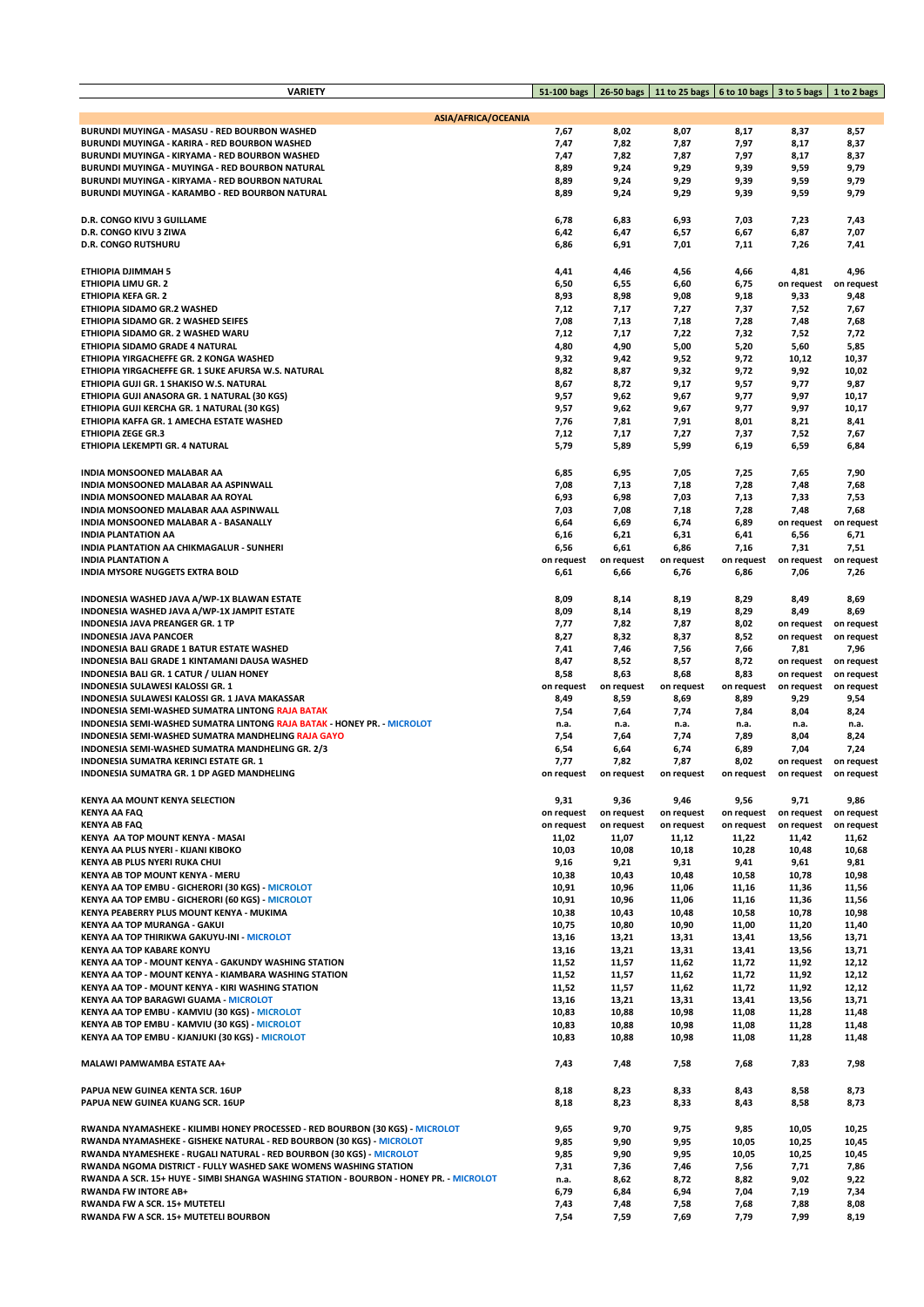| VARIETY | 51-100 bags | 26-50 bags | 11 to 25 bags | 6 to 10 bags | 3 to 5 bags | 1 to 2 bags |
|---|---|---|---|---|---|---|
| **ASIA/AFRICA/OCEANIA** | | | | | | |
| BURUNDI MUYINGA - MASASU - RED BOURBON WASHED | 7,67 | 8,02 | 8,07 | 8,17 | 8,37 | 8,57 |
| BURUNDI MUYINGA - KARIRA - RED BOURBON WASHED | 7,47 | 7,82 | 7,87 | 7,97 | 8,17 | 8,37 |
| BURUNDI MUYINGA - KIRYAMA - RED BOURBON WASHED | 7,47 | 7,82 | 7,87 | 7,97 | 8,17 | 8,37 |
| BURUNDI MUYINGA - MUYINGA - RED BOURBON NATURAL | 8,89 | 9,24 | 9,29 | 9,39 | 9,59 | 9,79 |
| BURUNDI MUYINGA - KIRYAMA - RED BOURBON NATURAL | 8,89 | 9,24 | 9,29 | 9,39 | 9,59 | 9,79 |
| BURUNDI MUYINGA - KARAMBO - RED BOURBON NATURAL | 8,89 | 9,24 | 9,29 | 9,39 | 9,59 | 9,79 |
| D.R. CONGO KIVU 3 GUILLAME | 6,78 | 6,83 | 6,93 | 7,03 | 7,23 | 7,43 |
| D.R. CONGO KIVU 3 ZIWA | 6,42 | 6,47 | 6,57 | 6,67 | 6,87 | 7,07 |
| D.R. CONGO RUTSHURU | 6,86 | 6,91 | 7,01 | 7,11 | 7,26 | 7,41 |
| ETHIOPIA DJIMMAH 5 | 4,41 | 4,46 | 4,56 | 4,66 | 4,81 | 4,96 |
| ETHIOPIA LIMU GR. 2 | 6,50 | 6,55 | 6,60 | 6,75 | on request | on request |
| ETHIOPIA KEFA GR. 2 | 8,93 | 8,98 | 9,08 | 9,18 | 9,33 | 9,48 |
| ETHIOPIA SIDAMO GR.2 WASHED | 7,12 | 7,17 | 7,27 | 7,37 | 7,52 | 7,67 |
| ETHIOPIA SIDAMO GR. 2 WASHED SEIFES | 7,08 | 7,13 | 7,18 | 7,28 | 7,48 | 7,68 |
| ETHIOPIA SIDAMO GR. 2 WASHED WARU | 7,12 | 7,17 | 7,22 | 7,32 | 7,52 | 7,72 |
| ETHIOPIA SIDAMO GRADE 4 NATURAL | 4,80 | 4,90 | 5,00 | 5,20 | 5,60 | 5,85 |
| ETHIOPIA YIRGACHEFFE GR. 2 KONGA WASHED | 9,32 | 9,42 | 9,52 | 9,72 | 10,12 | 10,37 |
| ETHIOPIA YIRGACHEFFE GR. 1 SUKE AFURSA W.S. NATURAL | 8,82 | 8,87 | 9,32 | 9,72 | 9,92 | 10,02 |
| ETHIOPIA GUJI GR. 1 SHAKISO W.S. NATURAL | 8,67 | 8,72 | 9,17 | 9,57 | 9,77 | 9,87 |
| ETHIOPIA GUJI ANASORA GR. 1 NATURAL (30 KGS) | 9,57 | 9,62 | 9,67 | 9,77 | 9,97 | 10,17 |
| ETHIOPIA GUJI KERCHA GR. 1 NATURAL (30 KGS) | 9,57 | 9,62 | 9,67 | 9,77 | 9,97 | 10,17 |
| ETHIOPIA KAFFA GR. 1 AMECHA ESTATE WASHED | 7,76 | 7,81 | 7,91 | 8,01 | 8,21 | 8,41 |
| ETHIOPIA ZEGE GR.3 | 7,12 | 7,17 | 7,27 | 7,37 | 7,52 | 7,67 |
| ETHIOPIA LEKEMPTI GR. 4 NATURAL | 5,79 | 5,89 | 5,99 | 6,19 | 6,59 | 6,84 |
| INDIA MONSOONED MALABAR AA | 6,85 | 6,95 | 7,05 | 7,25 | 7,65 | 7,90 |
| INDIA MONSOONED MALABAR AA ASPINWALL | 7,08 | 7,13 | 7,18 | 7,28 | 7,48 | 7,68 |
| INDIA MONSOONED MALABAR AA ROYAL | 6,93 | 6,98 | 7,03 | 7,13 | 7,33 | 7,53 |
| INDIA MONSOONED MALABAR AAA ASPINWALL | 7,03 | 7,08 | 7,18 | 7,28 | 7,48 | 7,68 |
| INDIA MONSOONED MALABAR A - BASANALLY | 6,64 | 6,69 | 6,74 | 6,89 | on request | on request |
| INDIA PLANTATION AA | 6,16 | 6,21 | 6,31 | 6,41 | 6,56 | 6,71 |
| INDIA PLANTATION AA CHIKMAGALUR - SUNHERI | 6,56 | 6,61 | 6,86 | 7,16 | 7,31 | 7,51 |
| INDIA PLANTATION A | on request | on request | on request | on request | on request | on request |
| INDIA MYSORE NUGGETS EXTRA BOLD | 6,61 | 6,66 | 6,76 | 6,86 | 7,06 | 7,26 |
| INDONESIA WASHED JAVA A/WP-1X BLAWAN ESTATE | 8,09 | 8,14 | 8,19 | 8,29 | 8,49 | 8,69 |
| INDONESIA WASHED JAVA A/WP-1X JAMPIT ESTATE | 8,09 | 8,14 | 8,19 | 8,29 | 8,49 | 8,69 |
| INDONESIA JAVA PREANGER GR. 1 TP | 7,77 | 7,82 | 7,87 | 8,02 | on request | on request |
| INDONESIA JAVA PANCOER | 8,27 | 8,32 | 8,37 | 8,52 | on request | on request |
| INDONESIA BALI GRADE 1 BATUR ESTATE WASHED | 7,41 | 7,46 | 7,56 | 7,66 | 7,81 | 7,96 |
| INDONESIA BALI GRADE 1 KINTAMANI DAUSA WASHED | 8,47 | 8,52 | 8,57 | 8,72 | on request | on request |
| INDONESIA BALI GR. 1 CATUR / ULIAN HONEY | 8,58 | 8,63 | 8,68 | 8,83 | on request | on request |
| INDONESIA SULAWESI KALOSSI GR. 1 | on request | on request | on request | on request | on request | on request |
| INDONESIA SULAWESI KALOSSI GR. 1 JAVA MAKASSAR | 8,49 | 8,59 | 8,69 | 8,89 | 9,29 | 9,54 |
| INDONESIA SEMI-WASHED SUMATRA LINTONG RAJA BATAK | 7,54 | 7,64 | 7,74 | 7,84 | 8,04 | 8,24 |
| INDONESIA SEMI-WASHED SUMATRA LINTONG RAJA BATAK - HONEY PR. - MICROLOT | n.a. | n.a. | n.a. | n.a. | n.a. | n.a. |
| INDONESIA SEMI-WASHED SUMATRA MANDHELING RAJA GAYO | 7,54 | 7,64 | 7,74 | 7,89 | 8,04 | 8,24 |
| INDONESIA SEMI-WASHED SUMATRA MANDHELING GR. 2/3 | 6,54 | 6,64 | 6,74 | 6,89 | 7,04 | 7,24 |
| INDONESIA SUMATRA KERINCI ESTATE GR. 1 | 7,77 | 7,82 | 7,87 | 8,02 | on request | on request |
| INDONESIA SUMATRA GR. 1 DP AGED MANDHELING | on request | on request | on request | on request | on request | on request |
| KENYA AA MOUNT KENYA SELECTION | 9,31 | 9,36 | 9,46 | 9,56 | 9,71 | 9,86 |
| KENYA AA FAQ | on request | on request | on request | on request | on request | on request |
| KENYA AB FAQ | on request | on request | on request | on request | on request | on request |
| KENYA AA TOP MOUNT KENYA - MASAI | 11,02 | 11,07 | 11,12 | 11,22 | 11,42 | 11,62 |
| KENYA AA PLUS NYERI - KIJANI KIBOKO | 10,03 | 10,08 | 10,18 | 10,28 | 10,48 | 10,68 |
| KENYA AB PLUS NYERI RUKA CHUI | 9,16 | 9,21 | 9,31 | 9,41 | 9,61 | 9,81 |
| KENYA AB TOP MOUNT KENYA - MERU | 10,38 | 10,43 | 10,48 | 10,58 | 10,78 | 10,98 |
| KENYA AA TOP EMBU - GICHERORI (30 KGS) - MICROLOT | 10,91 | 10,96 | 11,06 | 11,16 | 11,36 | 11,56 |
| KENYA AA TOP EMBU - GICHERORI (60 KGS) - MICROLOT | 10,91 | 10,96 | 11,06 | 11,16 | 11,36 | 11,56 |
| KENYA PEABERRY PLUS MOUNT KENYA - MUKIMA | 10,38 | 10,43 | 10,48 | 10,58 | 10,78 | 10,98 |
| KENYA AA TOP MURANGA - GAKUI | 10,75 | 10,80 | 10,90 | 11,00 | 11,20 | 11,40 |
| KENYA AA TOP THIRIKWA GAKUYU-INI - MICROLOT | 13,16 | 13,21 | 13,31 | 13,41 | 13,56 | 13,71 |
| KENYA AA TOP KABARE KONYU | 13,16 | 13,21 | 13,31 | 13,41 | 13,56 | 13,71 |
| KENYA AA TOP - MOUNT KENYA - GAKUNDY WASHING STATION | 11,52 | 11,57 | 11,62 | 11,72 | 11,92 | 12,12 |
| KENYA AA TOP - MOUNT KENYA - KIAMBARA WASHING STATION | 11,52 | 11,57 | 11,62 | 11,72 | 11,92 | 12,12 |
| KENYA AA TOP - MOUNT KENYA - KIRI WASHING STATION | 11,52 | 11,57 | 11,62 | 11,72 | 11,92 | 12,12 |
| KENYA AA TOP BARAGWI GUAMA - MICROLOT | 13,16 | 13,21 | 13,31 | 13,41 | 13,56 | 13,71 |
| KENYA AA TOP EMBU - KAMVIU (30 KGS) - MICROLOT | 10,83 | 10,88 | 10,98 | 11,08 | 11,28 | 11,48 |
| KENYA AB TOP EMBU - KAMVIU (30 KGS) - MICROLOT | 10,83 | 10,88 | 10,98 | 11,08 | 11,28 | 11,48 |
| KENYA AA TOP EMBU - KJANJUKI (30 KGS) - MICROLOT | 10,83 | 10,88 | 10,98 | 11,08 | 11,28 | 11,48 |
| MALAWI PAMWAMBA ESTATE AA+ | 7,43 | 7,48 | 7,58 | 7,68 | 7,83 | 7,98 |
| PAPUA NEW GUINEA KENTA SCR. 16UP | 8,18 | 8,23 | 8,33 | 8,43 | 8,58 | 8,73 |
| PAPUA NEW GUINEA KUANG SCR. 16UP | 8,18 | 8,23 | 8,33 | 8,43 | 8,58 | 8,73 |
| RWANDA NYAMASHEKE - KILIMBI HONEY PROCESSED - RED BOURBON (30 KGS) - MICROLOT | 9,65 | 9,70 | 9,75 | 9,85 | 10,05 | 10,25 |
| RWANDA NYAMASHEKE - GISHEKE NATURAL - RED BOURBON (30 KGS) - MICROLOT | 9,85 | 9,90 | 9,95 | 10,05 | 10,25 | 10,45 |
| RWANDA NYAMESHEKE - RUGALI NATURAL - RED BOURBON (30 KGS) - MICROLOT | 9,85 | 9,90 | 9,95 | 10,05 | 10,25 | 10,45 |
| RWANDA NGOMA DISTRICT - FULLY WASHED SAKE WOMENS WASHING STATION | 7,31 | 7,36 | 7,46 | 7,56 | 7,71 | 7,86 |
| RWANDA A SCR. 15+ HUYE - SIMBI SHANGA WASHING STATION - BOURBON - HONEY PR. - MICROLOT | n.a. | 8,62 | 8,72 | 8,82 | 9,02 | 9,22 |
| RWANDA FW INTORE AB+ | 6,79 | 6,84 | 6,94 | 7,04 | 7,19 | 7,34 |
| RWANDA FW A SCR. 15+ MUTETELI | 7,43 | 7,48 | 7,58 | 7,68 | 7,88 | 8,08 |
| RWANDA FW A SCR. 15+ MUTETELI BOURBON | 7,54 | 7,59 | 7,69 | 7,79 | 7,99 | 8,19 |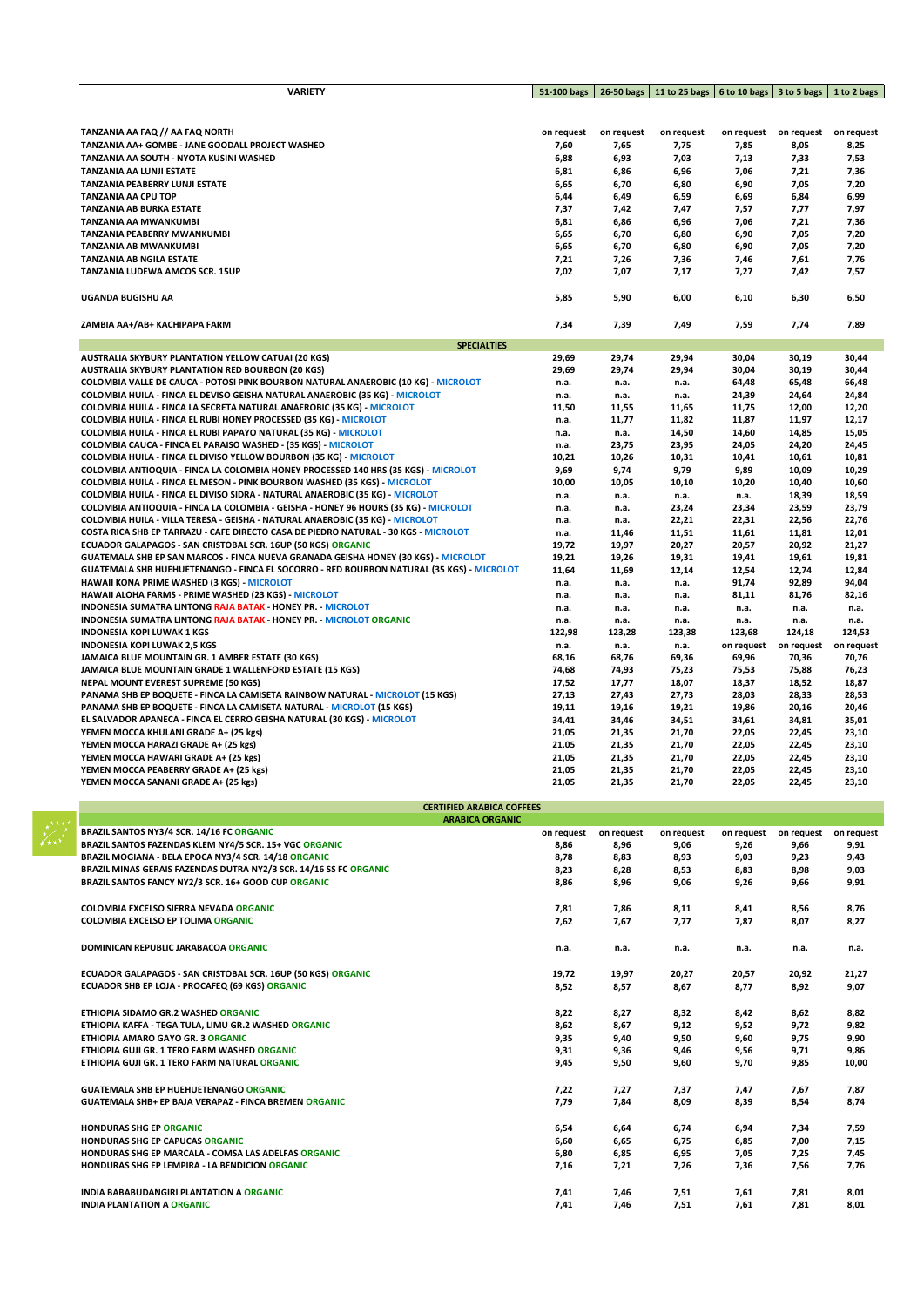| VARIETY | 51-100 bags | 26-50 bags | 11 to 25 bags | 6 to 10 bags | 3 to 5 bags | 1 to 2 bags |
|---|---|---|---|---|---|---|
| TANZANIA AA FAQ // AA FAQ NORTH | on request | on request | on request | on request | on request | on request |
| TANZANIA AA+ GOMBE - JANE GOODALL PROJECT WASHED | 7,60 | 7,65 | 7,75 | 7,85 | 8,05 | 8,25 |
| TANZANIA AA SOUTH - NYOTA KUSINI WASHED | 6,88 | 6,93 | 7,03 | 7,13 | 7,33 | 7,53 |
| TANZANIA AA LUNJI ESTATE | 6,81 | 6,86 | 6,96 | 7,06 | 7,21 | 7,36 |
| TANZANIA PEABERRY LUNJI ESTATE | 6,65 | 6,70 | 6,80 | 6,90 | 7,05 | 7,20 |
| TANZANIA AA CPU TOP | 6,44 | 6,49 | 6,59 | 6,69 | 6,84 | 6,99 |
| TANZANIA AB BURKA ESTATE | 7,37 | 7,42 | 7,47 | 7,57 | 7,77 | 7,97 |
| TANZANIA AA MWANKUMBI | 6,81 | 6,86 | 6,96 | 7,06 | 7,21 | 7,36 |
| TANZANIA PEABERRY MWANKUMBI | 6,65 | 6,70 | 6,80 | 6,90 | 7,05 | 7,20 |
| TANZANIA AB MWANKUMBI | 6,65 | 6,70 | 6,80 | 6,90 | 7,05 | 7,20 |
| TANZANIA AB NGILA ESTATE | 7,21 | 7,26 | 7,36 | 7,46 | 7,61 | 7,76 |
| TANZANIA LUDEWA AMCOS SCR. 15UP | 7,02 | 7,07 | 7,17 | 7,27 | 7,42 | 7,57 |
| UGANDA BUGISHU AA | 5,85 | 5,90 | 6,00 | 6,10 | 6,30 | 6,50 |
| ZAMBIA AA+/AB+ KACHIPAPA FARM | 7,34 | 7,39 | 7,49 | 7,59 | 7,74 | 7,89 |
| **SPECIALTIES** | | | | | | |
| AUSTRALIA SKYBURY PLANTATION YELLOW CATUAI (20 KGS) | 29,69 | 29,74 | 29,94 | 30,04 | 30,19 | 30,44 |
| AUSTRALIA SKYBURY PLANTATION RED BOURBON (20 KGS) | 29,69 | 29,74 | 29,94 | 30,04 | 30,19 | 30,44 |
| COLOMBIA VALLE DE CAUCA - POTOSI PINK BOURBON NATURAL ANAEROBIC (10 KG) - MICROLOT | n.a. | n.a. | n.a. | 64,48 | 65,48 | 66,48 |
| COLOMBIA HUILA - FINCA EL DEVISO GEISHA NATURAL ANAEROBIC (35 KG) - MICROLOT | n.a. | n.a. | n.a. | 24,39 | 24,64 | 24,84 |
| COLOMBIA HUILA - FINCA LA SECRETA NATURAL ANAEROBIC (35 KG) - MICROLOT | 11,50 | 11,55 | 11,65 | 11,75 | 12,00 | 12,20 |
| COLOMBIA HUILA - FINCA EL RUBI HONEY PROCESSED (35 KG) - MICROLOT | n.a. | 11,77 | 11,82 | 11,87 | 11,97 | 12,17 |
| COLOMBIA HUILA - FINCA EL RUBI PAPAYO NATURAL (35 KG) - MICROLOT | n.a. | n.a. | 14,50 | 14,60 | 14,85 | 15,05 |
| COLOMBIA CAUCA - FINCA EL PARAISO WASHED - (35 KGS) - MICROLOT | n.a. | 23,75 | 23,95 | 24,05 | 24,20 | 24,45 |
| COLOMBIA HUILA - FINCA EL DIVISO YELLOW BOURBON (35 KG) - MICROLOT | 10,21 | 10,26 | 10,31 | 10,41 | 10,61 | 10,81 |
| COLOMBIA ANTIOQUIA - FINCA LA COLOMBIA HONEY PROCESSED 140 HRS (35 KG) - MICROLOT | 9,69 | 9,74 | 9,79 | 9,89 | 10,09 | 10,29 |
| COLOMBIA HUILA - FINCA EL MESON - PINK BOURBON WASHED (35 KGS) - MICROLOT | 10,00 | 10,05 | 10,10 | 10,20 | 10,40 | 10,60 |
| COLOMBIA HUILA - FINCA EL DIVISO SIDRA - NATURAL ANAEROBIC (35 KG) - MICROLOT | n.a. | n.a. | n.a. | n.a. | 18,39 | 18,59 |
| COLOMBIA ANTIOQUIA - FINCA LA COLOMBIA - GEISHA - HONEY 96 HOURS (35 KG) - MICROLOT | n.a. | n.a. | 23,24 | 23,34 | 23,59 | 23,79 |
| COLOMBIA HUILA - VILLA TERESA - GEISHA - NATURAL ANAEROBIC (35 KG) - MICROLOT | n.a. | n.a. | 22,21 | 22,31 | 22,56 | 22,76 |
| COSTA RICA SHB EP TARRAZU - CAFE DIRECTO CASA DE PIEDRO NATURAL - 30 KGS - MICROLOT | n.a. | 11,46 | 11,51 | 11,61 | 11,81 | 12,01 |
| ECUADOR GALAPAGOS - SAN CRISTOBAL SCR. 16UP (50 KGS) ORGANIC | 19,72 | 19,97 | 20,27 | 20,57 | 20,92 | 21,27 |
| GUATEMALA SHB EP SAN MARCOS - FINCA NUEVA GRANADA GEISHA HONEY (30 KGS) - MICROLOT | 19,21 | 19,26 | 19,31 | 19,41 | 19,61 | 19,81 |
| GUATEMALA SHB HUEHUETENANGO - FINCA EL SOCORRO - RED BOURBON NATURAL (35 KGS) - MICROLOT | 11,64 | 11,69 | 12,14 | 12,54 | 12,74 | 12,84 |
| HAWAII KONA PRIME WASHED (3 KGS) - MICROLOT | n.a. | n.a. | n.a. | 91,74 | 92,89 | 94,04 |
| HAWAII ALOHA FARMS - PRIME WASHED (23 KGS) - MICROLOT | n.a. | n.a. | n.a. | 81,11 | 81,76 | 82,16 |
| INDONESIA SUMATRA LINTONG RAJA BATAK - HONEY PR. - MICROLOT | n.a. | n.a. | n.a. | n.a. | n.a. | n.a. |
| INDONESIA SUMATRA LINTONG RAJA BATAK - HONEY PR. - MICROLOT ORGANIC | n.a. | n.a. | n.a. | n.a. | n.a. | n.a. |
| INDONESIA KOPI LUWAK 1 KGS | 122,98 | 123,28 | 123,38 | 123,68 | 124,18 | 124,53 |
| INDONESIA KOPI LUWAK 2,5 KGS | n.a. | n.a. | n.a. | on request | on request | on request |
| JAMAICA BLUE MOUNTAIN GR. 1 AMBER ESTATE (30 KGS) | 68,16 | 68,76 | 69,36 | 69,96 | 70,36 | 70,76 |
| JAMAICA BLUE MOUNTAIN GRADE 1 WALLENFORD ESTATE (15 KGS) | 74,68 | 74,93 | 75,23 | 75,53 | 75,88 | 76,23 |
| NEPAL MOUNT EVEREST SUPREME (50 KGS) | 17,52 | 17,77 | 18,07 | 18,37 | 18,52 | 18,87 |
| PANAMA SHB EP BOQUETE - FINCA LA CAMISETA RAINBOW NATURAL - MICROLOT (15 KGS) | 27,13 | 27,43 | 27,73 | 28,03 | 28,33 | 28,53 |
| PANAMA SHB EP BOQUETE - FINCA LA CAMISETA NATURAL - MICROLOT (15 KGS) | 19,11 | 19,16 | 19,21 | 19,86 | 20,16 | 20,46 |
| EL SALVADOR APANECA - FINCA EL CERRO GEISHA NATURAL (30 KGS) - MICROLOT | 34,41 | 34,46 | 34,51 | 34,61 | 34,81 | 35,01 |
| YEMEN MOCCA KHULANI GRADE A+ (25 kgs) | 21,05 | 21,35 | 21,70 | 22,05 | 22,45 | 23,10 |
| YEMEN MOCCA HARAZI GRADE A+ (25 kgs) | 21,05 | 21,35 | 21,70 | 22,05 | 22,45 | 23,10 |
| YEMEN MOCCA HAWARI GRADE A+ (25 kgs) | 21,05 | 21,35 | 21,70 | 22,05 | 22,45 | 23,10 |
| YEMEN MOCCA PEABERRY GRADE A+ (25 kgs) | 21,05 | 21,35 | 21,70 | 22,05 | 22,45 | 23,10 |
| YEMEN MOCCA SANANI GRADE A+ (25 kgs) | 21,05 | 21,35 | 21,70 | 22,05 | 22,45 | 23,10 |
| **CERTIFIED ARABICA COFFEES** | | | | | | |
| **ARABICA ORGANIC** | | | | | | |
| BRAZIL SANTOS NY3/4 SCR. 14/16 FC ORGANIC | on request | on request | on request | on request | on request | on request |
| BRAZIL SANTOS FAZENDAS KLEM NY4/5 SCR. 15+ VGC ORGANIC | 8,86 | 8,96 | 9,06 | 9,26 | 9,66 | 9,91 |
| BRAZIL MOGIANA - BELA EPOCA NY3/4 SCR. 14/18 ORGANIC | 8,78 | 8,83 | 8,93 | 9,03 | 9,23 | 9,43 |
| BRAZIL MINAS GERAIS FAZENDAS DUTRA NY2/3 SCR. 14/16 SS FC ORGANIC | 8,23 | 8,28 | 8,53 | 8,83 | 8,98 | 9,03 |
| BRAZIL SANTOS FANCY NY2/3 SCR. 16+ GOOD CUP ORGANIC | 8,86 | 8,96 | 9,06 | 9,26 | 9,66 | 9,91 |
| COLOMBIA EXCELSO SIERRA NEVADA ORGANIC | 7,81 | 7,86 | 8,11 | 8,41 | 8,56 | 8,76 |
| COLOMBIA EXCELSO EP TOLIMA ORGANIC | 7,62 | 7,67 | 7,77 | 7,87 | 8,07 | 8,27 |
| DOMINICAN REPUBLIC JARABACOA ORGANIC | n.a. | n.a. | n.a. | n.a. | n.a. | n.a. |
| ECUADOR GALAPAGOS - SAN CRISTOBAL SCR. 16UP (50 KGS) ORGANIC | 19,72 | 19,97 | 20,27 | 20,57 | 20,92 | 21,27 |
| ECUADOR SHB EP LOJA - PROCAFEQ (69 KGS) ORGANIC | 8,52 | 8,57 | 8,67 | 8,77 | 8,92 | 9,07 |
| ETHIOPIA SIDAMO GR.2 WASHED ORGANIC | 8,22 | 8,27 | 8,32 | 8,42 | 8,62 | 8,82 |
| ETHIOPIA KAFFA - TEGA TULA, LIMU GR.2 WASHED ORGANIC | 8,62 | 8,67 | 9,12 | 9,52 | 9,72 | 9,82 |
| ETHIOPIA AMARO GAYO GR. 3 ORGANIC | 9,35 | 9,40 | 9,50 | 9,60 | 9,75 | 9,90 |
| ETHIOPIA GUJI GR. 1 TERO FARM WASHED ORGANIC | 9,31 | 9,36 | 9,46 | 9,56 | 9,71 | 9,86 |
| ETHIOPIA GUJI GR. 1 TERO FARM NATURAL ORGANIC | 9,45 | 9,50 | 9,60 | 9,70 | 9,85 | 10,00 |
| GUATEMALA SHB EP HUEHUETENANGO ORGANIC | 7,22 | 7,27 | 7,37 | 7,47 | 7,67 | 7,87 |
| GUATEMALA SHB+ EP BAJA VERAPAZ - FINCA BREMEN ORGANIC | 7,79 | 7,84 | 8,09 | 8,39 | 8,54 | 8,74 |
| HONDURAS SHG EP ORGANIC | 6,54 | 6,64 | 6,74 | 6,94 | 7,34 | 7,59 |
| HONDURAS SHG EP CAPUCAS ORGANIC | 6,60 | 6,65 | 6,75 | 6,85 | 7,00 | 7,15 |
| HONDURAS SHG EP MARCALA - COMSA LAS ADELFAS ORGANIC | 6,80 | 6,85 | 6,95 | 7,05 | 7,25 | 7,45 |
| HONDURAS SHG EP LEMPIRA - LA BENDICION ORGANIC | 7,16 | 7,21 | 7,26 | 7,36 | 7,56 | 7,76 |
| INDIA BABABUDANGIRI PLANTATION A ORGANIC | 7,41 | 7,46 | 7,51 | 7,61 | 7,81 | 8,01 |
| INDIA PLANTATION A ORGANIC | 7,41 | 7,46 | 7,51 | 7,61 | 7,81 | 8,01 |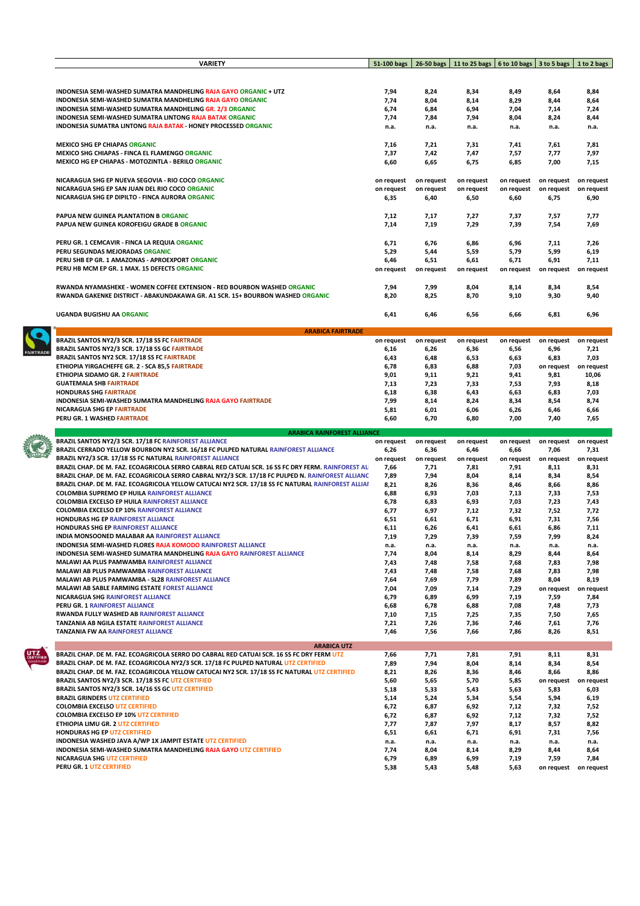| VARIETY | 51-100 bags | 26-50 bags | 11 to 25 bags | 6 to 10 bags | 3 to 5 bags | 1 to 2 bags |
|---|---|---|---|---|---|---|
| INDONESIA SEMI-WASHED SUMATRA MANDHELING RAJA GAYO ORGANIC + UTZ | 7,94 | 8,24 | 8,34 | 8,49 | 8,64 | 8,84 |
| INDONESIA SEMI-WASHED SUMATRA MANDHELING RAJA GAYO ORGANIC | 7,74 | 8,04 | 8,14 | 8,29 | 8,44 | 8,64 |
| INDONESIA SEMI-WASHED SUMATRA MANDHELING GR. 2/3 ORGANIC | 6,74 | 6,84 | 6,94 | 7,04 | 7,14 | 7,24 |
| INDONESIA SEMI-WASHED SUMATRA LINTONG RAJA BATAK ORGANIC | 7,74 | 7,84 | 7,94 | 8,04 | 8,24 | 8,44 |
| INDONESIA SUMATRA LINTONG RAJA BATAK - HONEY PROCESSED ORGANIC | n.a. | n.a. | n.a. | n.a. | n.a. | n.a. |
| MEXICO SHG EP CHIAPAS ORGANIC | 7,16 | 7,21 | 7,31 | 7,41 | 7,61 | 7,81 |
| MEXICO SHG CHIAPAS - FINCA EL FLAMENGO ORGANIC | 7,37 | 7,42 | 7,47 | 7,57 | 7,77 | 7,97 |
| MEXICO HG EP CHIAPAS - MOTOZINTLA - BERILO ORGANIC | 6,60 | 6,65 | 6,75 | 6,85 | 7,00 | 7,15 |
| NICARAGUA SHG EP NUEVA SEGOVIA - RIO COCO ORGANIC | on request | on request | on request | on request | on request | on request |
| NICARAGUA SHG EP SAN JUAN DEL RIO COCO ORGANIC | on request | on request | on request | on request | on request | on request |
| NICARAGUA SHG EP DIPILTO - FINCA AURORA ORGANIC | 6,35 | 6,40 | 6,50 | 6,60 | 6,75 | 6,90 |
| PAPUA NEW GUINEA PLANTATION B ORGANIC | 7,12 | 7,17 | 7,27 | 7,37 | 7,57 | 7,77 |
| PAPUA NEW GUINEA KOROFEIGU GRADE B ORGANIC | 7,14 | 7,19 | 7,29 | 7,39 | 7,54 | 7,69 |
| PERU GR. 1 CEMCAVIR - FINCA LA REQUIA ORGANIC | 6,71 | 6,76 | 6,86 | 6,96 | 7,11 | 7,26 |
| PERU SEGUNDAS MEJORADAS ORGANIC | 5,29 | 5,44 | 5,59 | 5,79 | 5,99 | 6,19 |
| PERU SHB EP GR. 1 AMAZONAS - APROEXPORT ORGANIC | 6,46 | 6,51 | 6,61 | 6,71 | 6,91 | 7,11 |
| PERU HB MCM EP GR. 1 MAX. 15 DEFECTS ORGANIC | on request | on request | on request | on request | on request | on request |
| RWANDA NYAMASHEKE - WOMEN COFFEE EXTENSION - RED BOURBON WASHED ORGANIC | 7,94 | 7,99 | 8,04 | 8,14 | 8,34 | 8,54 |
| RWANDA GAKENKE DISTRICT - ABAKUNDAKAWA GR. A1 SCR. 15+ BOURBON WASHED ORGANIC | 8,20 | 8,25 | 8,70 | 9,10 | 9,30 | 9,40 |
| UGANDA BUGISHU AA ORGANIC | 6,41 | 6,46 | 6,56 | 6,66 | 6,81 | 6,96 |
| **ARABICA FAIRTRADE** | | | | | | |
| BRAZIL SANTOS NY2/3 SCR. 17/18 SS FC FAIRTRADE | on request | on request | on request | on request | on request | on request |
| BRAZIL SANTOS NY2/3 SCR. 17/18 SS GC FAIRTRADE | 6,16 | 6,26 | 6,36 | 6,56 | 6,96 | 7,21 |
| BRAZIL SANTOS NY2 SCR. 17/18 SS FC FAIRTRADE | 6,43 | 6,48 | 6,53 | 6,63 | 6,83 | 7,03 |
| ETHIOPIA YIRGACHEFFE GR. 2 - SCA 85,5 FAIRTRADE | 6,78 | 6,83 | 6,88 | 7,03 | on request | on request |
| ETHIOPIA SIDAMO GR. 2 FAIRTRADE | 9,01 | 9,11 | 9,21 | 9,41 | 9,81 | 10,06 |
| GUATEMALA SHB FAIRTRADE | 7,13 | 7,23 | 7,33 | 7,53 | 7,93 | 8,18 |
| HONDURAS SHG FAIRTRADE | 6,18 | 6,38 | 6,43 | 6,63 | 6,83 | 7,03 |
| INDONESIA SEMI-WASHED SUMATRA MANDHELING RAJA GAYO FAIRTRADE | 7,99 | 8,14 | 8,24 | 8,34 | 8,54 | 8,74 |
| NICARAGUA SHG EP FAIRTRADE | 5,81 | 6,01 | 6,06 | 6,26 | 6,46 | 6,66 |
| PERU GR. 1 WASHED FAIRTRADE | 6,60 | 6,70 | 6,80 | 7,00 | 7,40 | 7,65 |
| **ARABICA RAINFOREST ALLIANCE** | | | | | | |
| BRAZIL SANTOS NY2/3 SCR. 17/18 FC RAINFOREST ALLIANCE | on request | on request | on request | on request | on request | on request |
| BRAZIL CERRADO YELLOW BOURBON NY2 SCR. 16/18 FC PULPED NATURAL RAINFOREST ALLIANCE | 6,26 | 6,36 | 6,46 | 6,66 | 7,06 | 7,31 |
| BRAZIL NY2/3 SCR. 17/18 SS FC NATURAL RAINFOREST ALLIANCE | on request | on request | on request | on request | on request | on request |
| BRAZIL CHAP. DE M. FAZ. ECOAGRICOLA SERRO CABRAL RED CATUAI SCR. 16 SS FC DRY FERM. RAINFOREST AL | 7,66 | 7,71 | 7,81 | 7,91 | 8,11 | 8,31 |
| BRAZIL CHAP. DE M. FAZ. ECOAGRICOLA SERRO CABRAL NY2/3 SCR. 17/18 FC PULPED N. RAINFOREST ALLIANC | 7,89 | 7,94 | 8,04 | 8,14 | 8,34 | 8,54 |
| BRAZIL CHAP. DE M. FAZ. ECOAGRICOLA YELLOW CATUCAI NY2 SCR. 17/18 SS FC NATURAL RAINFOREST ALLIAI | 8,21 | 8,26 | 8,36 | 8,46 | 8,66 | 8,86 |
| COLOMBIA SUPREMO EP HUILA RAINFOREST ALLIANCE | 6,88 | 6,93 | 7,03 | 7,13 | 7,33 | 7,53 |
| COLOMBIA EXCELSO EP HUILA RAINFOREST ALLIANCE | 6,78 | 6,83 | 6,93 | 7,03 | 7,23 | 7,43 |
| COLOMBIA EXCELSO EP 10% RAINFOREST ALLIANCE | 6,77 | 6,97 | 7,12 | 7,32 | 7,52 | 7,72 |
| HONDURAS HG EP RAINFOREST ALLIANCE | 6,51 | 6,61 | 6,71 | 6,91 | 7,31 | 7,56 |
| HONDURAS SHG EP RAINFOREST ALLIANCE | 6,11 | 6,26 | 6,41 | 6,61 | 6,86 | 7,11 |
| INDIA MONSOONED MALABAR AA RAINFOREST ALLIANCE | 7,19 | 7,29 | 7,39 | 7,59 | 7,99 | 8,24 |
| INDONESIA SEMI-WASHED FLORES RAJA KOMODO RAINFOREST ALLIANCE | n.a. | n.a. | n.a. | n.a. | n.a. | n.a. |
| INDONESIA SEMI-WASHED SUMATRA MANDHELING RAJA GAYO RAINFOREST ALLIANCE | 7,74 | 8,04 | 8,14 | 8,29 | 8,44 | 8,64 |
| MALAWI AA PLUS PAMWAMBA RAINFOREST ALLIANCE | 7,43 | 7,48 | 7,58 | 7,68 | 7,83 | 7,98 |
| MALAWI AB PLUS PAMWAMBA RAINFOREST ALLIANCE | 7,43 | 7,48 | 7,58 | 7,68 | 7,83 | 7,98 |
| MALAWI AB PLUS PAMWAMBA - SL28 RAINFOREST ALLIANCE | 7,64 | 7,69 | 7,79 | 7,89 | 8,04 | 8,19 |
| MALAWI AB SABLE FARMING ESTATE FOREST ALLIANCE | 7,04 | 7,09 | 7,14 | 7,29 | on request | on request |
| NICARAGUA SHG RAINFOREST ALLIANCE | 6,79 | 6,89 | 6,99 | 7,19 | 7,59 | 7,84 |
| PERU GR. 1 RAINFOREST ALLIANCE | 6,68 | 6,78 | 6,88 | 7,08 | 7,48 | 7,73 |
| RWANDA FULLY WASHED AB RAINFOREST ALLIANCE | 7,10 | 7,15 | 7,25 | 7,35 | 7,50 | 7,65 |
| TANZANIA AB NGILA ESTATE RAINFOREST ALLIANCE | 7,21 | 7,26 | 7,36 | 7,46 | 7,61 | 7,76 |
| TANZANIA FW AA RAINFOREST ALLIANCE | 7,46 | 7,56 | 7,66 | 7,86 | 8,26 | 8,51 |
| **ARABICA UTZ** | | | | | | |
| BRAZIL CHAP. DE M. FAZ. ECOAGRICOLA SERRO DO CABRAL RED CATUAI SCR. 16 SS FC DRY FERM UTZ | 7,66 | 7,71 | 7,81 | 7,91 | 8,11 | 8,31 |
| BRAZIL CHAP. DE M. FAZ. ECOAGRICOLA NY2/3 SCR. 17/18 FC PULPED NATURAL UTZ CERTIFIED | 7,89 | 7,94 | 8,04 | 8,14 | 8,34 | 8,54 |
| BRAZIL CHAP. DE M. FAZ. ECOAGRICOLA YELLOW CATUCAI NY2 SCR. 17/18 SS FC NATURAL UTZ CERTIFIED | 8,21 | 8,26 | 8,36 | 8,46 | 8,66 | 8,86 |
| BRAZIL SANTOS NY2/3 SCR. 17/18 SS FC UTZ CERTIFIED | 5,60 | 5,65 | 5,70 | 5,85 | on request | on request |
| BRAZIL SANTOS NY2/3 SCR. 14/16 SS GC UTZ CERTIFIED | 5,18 | 5,33 | 5,43 | 5,63 | 5,83 | 6,03 |
| BRAZIL GRINDERS UTZ CERTIFIED | 5,14 | 5,24 | 5,34 | 5,54 | 5,94 | 6,19 |
| COLOMBIA EXCELSO UTZ CERTIFIED | 6,72 | 6,87 | 6,92 | 7,12 | 7,32 | 7,52 |
| COLOMBIA EXCELSO EP 10% UTZ CERTIFIED | 6,72 | 6,87 | 6,92 | 7,12 | 7,32 | 7,52 |
| ETHIOPIA LIMU GR. 2 UTZ CERTIFIED | 7,77 | 7,87 | 7,97 | 8,17 | 8,57 | 8,82 |
| HONDURAS HG EP UTZ CERTIFIED | 6,51 | 6,61 | 6,71 | 6,91 | 7,31 | 7,56 |
| INDONESIA WASHED JAVA A/WP 1X JAMPIT ESTATE UTZ CERTIFIED | n.a. | n.a. | n.a. | n.a. | n.a. | n.a. |
| INDONESIA SEMI-WASHED SUMATRA MANDHELING RAJA GAYO UTZ CERTIFIED | 7,74 | 8,04 | 8,14 | 8,29 | 8,44 | 8,64 |
| NICARAGUA SHG UTZ CERTIFIED | 6,79 | 6,89 | 6,99 | 7,19 | 7,59 | 7,84 |
| PERU GR. 1 UTZ CERTIFIED | 5,38 | 5,43 | 5,48 | 5,63 | on request | on request |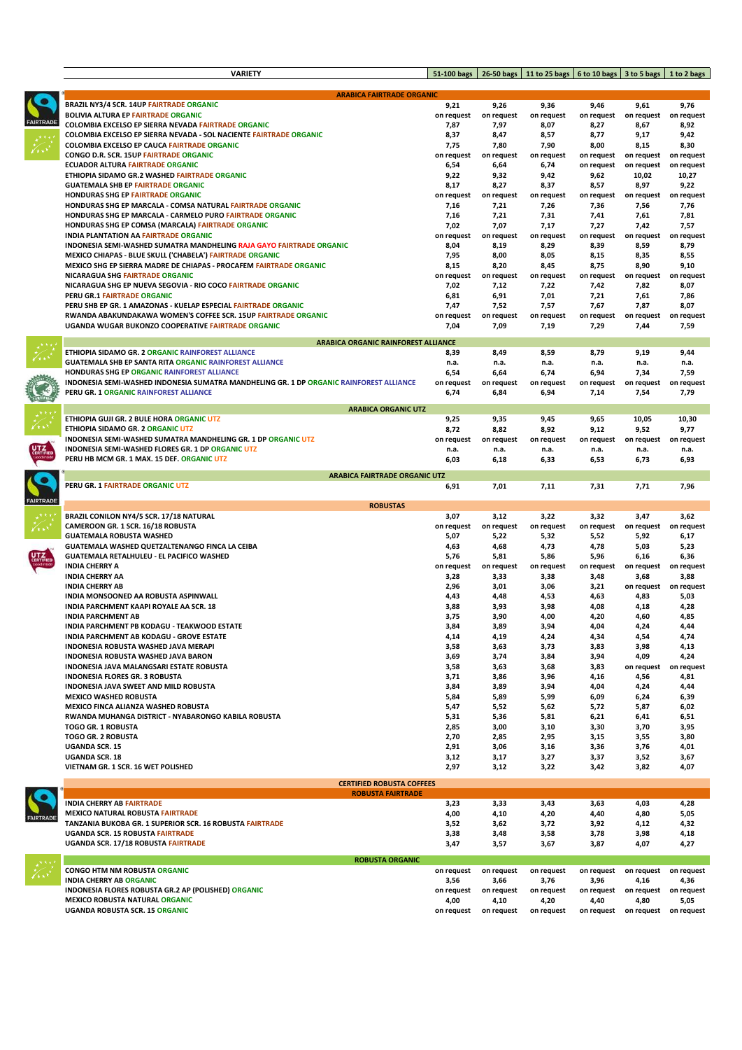| VARIETY | 51-100 bags | 26-50 bags | 11 to 25 bags | 6 to 10 bags | 3 to 5 bags | 1 to 2 bags |
|---|---|---|---|---|---|---|
| **ARABICA FAIRTRADE ORGANIC** | | | | | | |
| BRAZIL NY3/4 SCR. 14UP FAIRTRADE ORGANIC | 9,21 | 9,26 | 9,36 | 9,46 | 9,61 | 9,76 |
| BOLIVIA ALTURA EP FAIRTRADE ORGANIC | on request | on request | on request | on request | on request | on request |
| COLOMBIA EXCELSO EP SIERRA NEVADA FAIRTRADE ORGANIC | 7,87 | 7,97 | 8,07 | 8,27 | 8,67 | 8,92 |
| COLOMBIA EXCELSO EP SIERRA NEVADA - SOL NACIENTE FAIRTRADE ORGANIC | 8,37 | 8,47 | 8,57 | 8,77 | 9,17 | 9,42 |
| COLOMBIA EXCELSO EP CAUCA FAIRTRADE ORGANIC | 7,75 | 7,80 | 7,90 | 8,00 | 8,15 | 8,30 |
| CONGO D.R. SCR. 15UP FAIRTRADE ORGANIC | on request | on request | on request | on request | on request | on request |
| ECUADOR ALTURA FAIRTRADE ORGANIC | 6,54 | 6,64 | 6,74 | on request | on request | on request |
| ETHIOPIA SIDAMO GR.2 WASHED FAIRTRADE ORGANIC | 9,22 | 9,32 | 9,42 | 9,62 | 10,02 | 10,27 |
| GUATEMALA SHB EP FAIRTRADE ORGANIC | 8,17 | 8,27 | 8,37 | 8,57 | 8,97 | 9,22 |
| HONDURAS SHG EP FAIRTRADE ORGANIC | on request | on request | on request | on request | on request | on request |
| HONDURAS SHG EP MARCALA - COMSA NATURAL FAIRTRADE ORGANIC | 7,16 | 7,21 | 7,26 | 7,36 | 7,56 | 7,76 |
| HONDURAS SHG EP MARCALA - CARMELO PURO FAIRTRADE ORGANIC | 7,16 | 7,21 | 7,31 | 7,41 | 7,61 | 7,81 |
| HONDURAS SHG EP COMSA (MARCALA) FAIRTRADE ORGANIC | 7,02 | 7,07 | 7,17 | 7,27 | 7,42 | 7,57 |
| INDIA PLANTATION AA FAIRTRADE ORGANIC | on request | on request | on request | on request | on request | on request |
| INDONESIA SEMI-WASHED SUMATRA MANDHELING RAJA GAYO FAIRTRADE ORGANIC | 8,04 | 8,19 | 8,29 | 8,39 | 8,59 | 8,79 |
| MEXICO CHIAPAS - BLUE SKULL ('CHABELA') FAIRTRADE ORGANIC | 7,95 | 8,00 | 8,05 | 8,15 | 8,35 | 8,55 |
| MEXICO SHG EP SIERRA MADRE DE CHIAPAS - PROCAFEM FAIRTRADE ORGANIC | 8,15 | 8,20 | 8,45 | 8,75 | 8,90 | 9,10 |
| NICARAGUA SHG FAIRTRADE ORGANIC | on request | on request | on request | on request | on request | on request |
| NICARAGUA SHG EP NUEVA SEGOVIA - RIO COCO FAIRTRADE ORGANIC | 7,02 | 7,12 | 7,22 | 7,42 | 7,82 | 8,07 |
| PERU GR.1 FAIRTRADE ORGANIC | 6,81 | 6,91 | 7,01 | 7,21 | 7,61 | 7,86 |
| PERU SHB EP GR. 1 AMAZONAS - KUELAP ESPECIAL FAIRTRADE ORGANIC | 7,47 | 7,52 | 7,57 | 7,67 | 7,87 | 8,07 |
| RWANDA ABAKUNDAKAWA WOMEN'S COFFEE SCR. 15UP FAIRTRADE ORGANIC | on request | on request | on request | on request | on request | on request |
| UGANDA WUGAR BUKONZO COOPERATIVE FAIRTRADE ORGANIC | 7,04 | 7,09 | 7,19 | 7,29 | 7,44 | 7,59 |
| **ARABICA ORGANIC RAINFOREST ALLIANCE** | | | | | | |
| ETHIOPIA SIDAMO GR. 2 ORGANIC RAINFOREST ALLIANCE | 8,39 | 8,49 | 8,59 | 8,79 | 9,19 | 9,44 |
| GUATEMALA SHB EP SANTA RITA ORGANIC RAINFOREST ALLIANCE | n.a. | n.a. | n.a. | n.a. | n.a. | n.a. |
| HONDURAS SHG EP ORGANIC RAINFOREST ALLIANCE | 6,54 | 6,64 | 6,74 | 6,94 | 7,34 | 7,59 |
| INDONESIA SEMI-WASHED INDONESIA SUMATRA MANDHELING GR. 1 DP ORGANIC RAINFOREST ALLIANCE | on request | on request | on request | on request | on request | on request |
| PERU GR. 1 ORGANIC RAINFOREST ALLIANCE | 6,74 | 6,84 | 6,94 | 7,14 | 7,54 | 7,79 |
| **ARABICA ORGANIC UTZ** | | | | | | |
| ETHIOPIA GUJI GR. 2 BULE HORA ORGANIC UTZ | 9,25 | 9,35 | 9,45 | 9,65 | 10,05 | 10,30 |
| ETHIOPIA SIDAMO GR. 2 ORGANIC UTZ | 8,72 | 8,82 | 8,92 | 9,12 | 9,52 | 9,77 |
| INDONESIA SEMI-WASHED SUMATRA MANDHELING GR. 1 DP ORGANIC UTZ | on request | on request | on request | on request | on request | on request |
| INDONESIA SEMI-WASHED FLORES GR. 1 DP ORGANIC UTZ | n.a. | n.a. | n.a. | n.a. | n.a. | n.a. |
| PERU HB MCM GR. 1 MAX. 15 DEF. ORGANIC UTZ | 6,03 | 6,18 | 6,33 | 6,53 | 6,73 | 6,93 |
| **ARABICA FAIRTRADE ORGANIC UTZ** | | | | | | |
| PERU GR. 1 FAIRTRADE ORGANIC UTZ | 6,91 | 7,01 | 7,11 | 7,31 | 7,71 | 7,96 |
| **ROBUSTAS** | | | | | | |
| BRAZIL CONILON NY4/5 SCR. 17/18 NATURAL | 3,07 | 3,12 | 3,22 | 3,32 | 3,47 | 3,62 |
| CAMEROON GR. 1 SCR. 16/18 ROBUSTA | on request | on request | on request | on request | on request | on request |
| GUATEMALA ROBUSTA WASHED | 5,07 | 5,22 | 5,32 | 5,52 | 5,92 | 6,17 |
| GUATEMALA WASHED QUETZALTENANGO FINCA LA CEIBA | 4,63 | 4,68 | 4,73 | 4,78 | 5,03 | 5,23 |
| GUATEMALA RETALHULEU - EL PACIFICO WASHED | 5,76 | 5,81 | 5,86 | 5,96 | 6,16 | 6,36 |
| INDIA CHERRY A | on request | on request | on request | on request | on request | on request |
| INDIA CHERRY AA | 3,28 | 3,33 | 3,38 | 3,48 | 3,68 | 3,88 |
| INDIA CHERRY AB | 2,96 | 3,01 | 3,06 | 3,21 | on request | on request |
| INDIA MONSOONED AA ROBUSTA ASPINWALL | 4,43 | 4,48 | 4,53 | 4,63 | 4,83 | 5,03 |
| INDIA PARCHMENT KAAPI ROYALE AA SCR. 18 | 3,88 | 3,93 | 3,98 | 4,08 | 4,18 | 4,28 |
| INDIA PARCHMENT AB | 3,75 | 3,90 | 4,00 | 4,20 | 4,60 | 4,85 |
| INDIA PARCHMENT PB KODAGU - TEAKWOOD ESTATE | 3,84 | 3,89 | 3,94 | 4,04 | 4,24 | 4,44 |
| INDIA PARCHMENT AB KODAGU - GROVE ESTATE | 4,14 | 4,19 | 4,24 | 4,34 | 4,54 | 4,74 |
| INDONESIA ROBUSTA WASHED JAVA MERAPI | 3,58 | 3,63 | 3,73 | 3,83 | 3,98 | 4,13 |
| INDONESIA ROBUSTA WASHED JAVA BARON | 3,69 | 3,74 | 3,84 | 3,94 | 4,09 | 4,24 |
| INDONESIA JAVA MALANGSARI ESTATE ROBUSTA | 3,58 | 3,63 | 3,68 | 3,83 | on request | on request |
| INDONESIA FLORES GR. 3 ROBUSTA | 3,71 | 3,86 | 3,96 | 4,16 | 4,56 | 4,81 |
| INDONESIA JAVA SWEET AND MILD ROBUSTA | 3,84 | 3,89 | 3,94 | 4,04 | 4,24 | 4,44 |
| MEXICO WASHED ROBUSTA | 5,84 | 5,89 | 5,99 | 6,09 | 6,24 | 6,39 |
| MEXICO FINCA ALIANZA WASHED ROBUSTA | 5,47 | 5,52 | 5,62 | 5,72 | 5,87 | 6,02 |
| RWANDA MUHANGA DISTRICT - NYABARONGO KABILA ROBUSTA | 5,31 | 5,36 | 5,81 | 6,21 | 6,41 | 6,51 |
| TOGO GR. 1 ROBUSTA | 2,85 | 3,00 | 3,10 | 3,30 | 3,70 | 3,95 |
| TOGO GR. 2 ROBUSTA | 2,70 | 2,85 | 2,95 | 3,15 | 3,55 | 3,80 |
| UGANDA SCR. 15 | 2,91 | 3,06 | 3,16 | 3,36 | 3,76 | 4,01 |
| UGANDA SCR. 18 | 3,12 | 3,17 | 3,27 | 3,37 | 3,52 | 3,67 |
| VIETNAM GR. 1 SCR. 16 WET POLISHED | 2,97 | 3,12 | 3,22 | 3,42 | 3,82 | 4,07 |
| **CERTIFIED ROBUSTA COFFEES** | | | | | | |
| **ROBUSTA FAIRTRADE** | | | | | | |
| INDIA CHERRY AB FAIRTRADE | 3,23 | 3,33 | 3,43 | 3,63 | 4,03 | 4,28 |
| MEXICO NATURAL ROBUSTA FAIRTRADE | 4,00 | 4,10 | 4,20 | 4,40 | 4,80 | 5,05 |
| TANZANIA BUKOBA GR. 1 SUPERIOR SCR. 16 ROBUSTA FAIRTRADE | 3,52 | 3,62 | 3,72 | 3,92 | 4,12 | 4,32 |
| UGANDA SCR. 15 ROBUSTA FAIRTRADE | 3,38 | 3,48 | 3,58 | 3,78 | 3,98 | 4,18 |
| UGANDA SCR. 17/18 ROBUSTA FAIRTRADE | 3,47 | 3,57 | 3,67 | 3,87 | 4,07 | 4,27 |
| **ROBUSTA ORGANIC** | | | | | | |
| CONGO HTM NM ROBUSTA ORGANIC | on request | on request | on request | on request | on request | on request |
| INDIA CHERRY AB ORGANIC | 3,56 | 3,66 | 3,76 | 3,96 | 4,16 | 4,36 |
| INDONESIA FLORES ROBUSTA GR.2 AP (POLISHED) ORGANIC | on request | on request | on request | on request | on request | on request |
| MEXICO ROBUSTA NATURAL ORGANIC | 4,00 | 4,10 | 4,20 | 4,40 | 4,80 | 5,05 |
| UGANDA ROBUSTA SCR. 15 ORGANIC | on request | on request | on request | on request | on request | on request |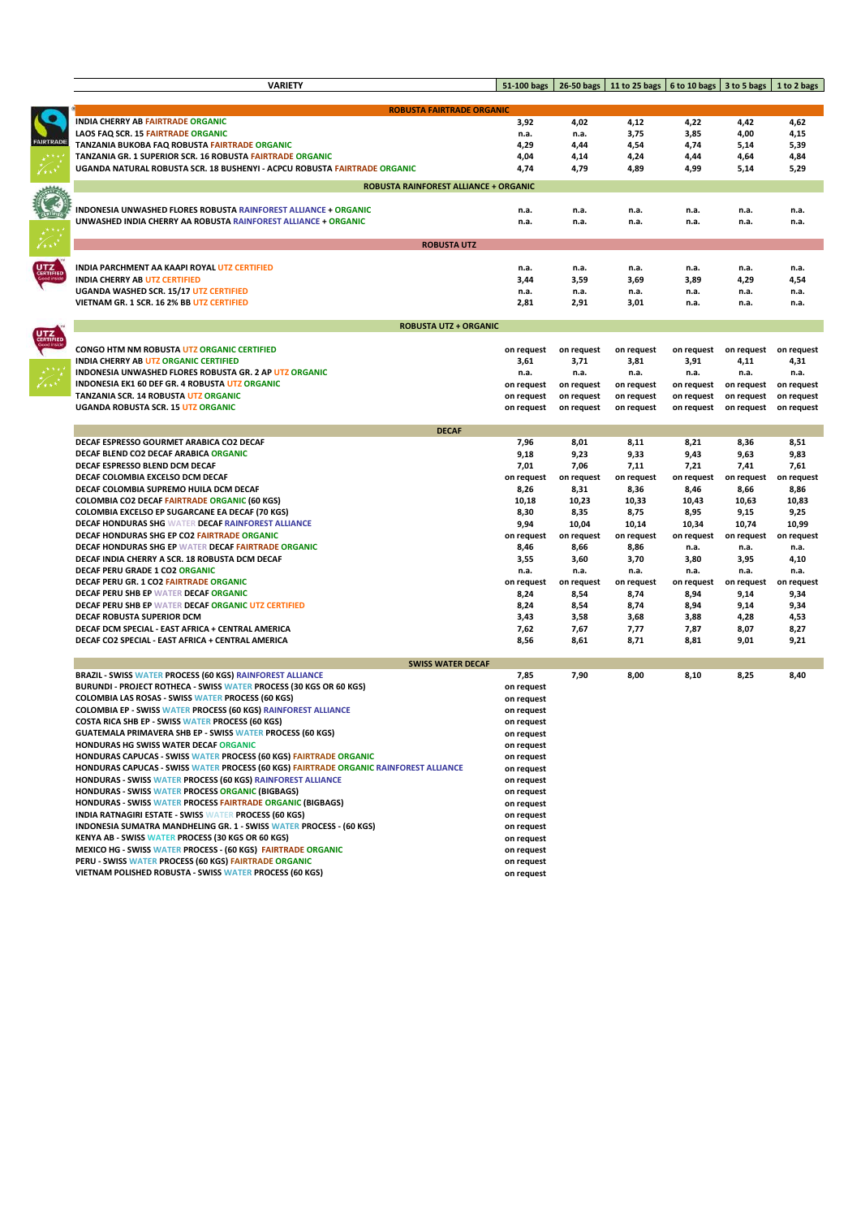| VARIETY | 51-100 bags | 26-50 bags | 11 to 25 bags | 6 to 10 bags | 3 to 5 bags | 1 to 2 bags |
|---|---|---|---|---|---|---|
| **ROBUSTA FAIRTRADE ORGANIC** | | | | | | |
| INDIA CHERRY AB FAIRTRADE ORGANIC | 3,92 | 4,02 | 4,12 | 4,22 | 4,42 | 4,62 |
| LAOS FAQ SCR. 15 FAIRTRADE ORGANIC | n.a. | n.a. | 3,75 | 3,85 | 4,00 | 4,15 |
| TANZANIA BUKOBA FAQ ROBUSTA FAIRTRADE ORGANIC | 4,29 | 4,44 | 4,54 | 4,74 | 5,14 | 5,39 |
| TANZANIA GR. 1 SUPERIOR SCR. 16 ROBUSTA FAIRTRADE ORGANIC | 4,04 | 4,14 | 4,24 | 4,44 | 4,64 | 4,84 |
| UGANDA NATURAL ROBUSTA SCR. 18 BUSHENYI - ACPCU ROBUSTA FAIRTRADE ORGANIC | 4,74 | 4,79 | 4,89 | 4,99 | 5,14 | 5,29 |
| **ROBUSTA RAINFOREST ALLIANCE + ORGANIC** | | | | | | |
| INDONESIA UNWASHED FLORES ROBUSTA RAINFOREST ALLIANCE + ORGANIC | n.a. | n.a. | n.a. | n.a. | n.a. | n.a. |
| UNWASHED INDIA CHERRY AA ROBUSTA RAINFOREST ALLIANCE + ORGANIC | n.a. | n.a. | n.a. | n.a. | n.a. | n.a. |
| **ROBUSTA UTZ** | | | | | | |
| INDIA PARCHMENT AA KAAPI ROYAL UTZ CERTIFIED | n.a. | n.a. | n.a. | n.a. | n.a. | n.a. |
| INDIA CHERRY AB UTZ CERTIFIED | 3,44 | 3,59 | 3,69 | 3,89 | 4,29 | 4,54 |
| UGANDA WASHED SCR. 15/17 UTZ CERTIFIED | n.a. | n.a. | n.a. | n.a. | n.a. | n.a. |
| VIETNAM GR. 1 SCR. 16 2% BB UTZ CERTIFIED | 2,81 | 2,91 | 3,01 | n.a. | n.a. | n.a. |
| **ROBUSTA UTZ + ORGANIC** | | | | | | |
| CONGO HTM NM ROBUSTA UTZ ORGANIC CERTIFIED | on request | on request | on request | on request | on request | on request |
| INDIA CHERRY AB UTZ ORGANIC CERTIFIED | 3,61 | 3,71 | 3,81 | 3,91 | 4,11 | 4,31 |
| INDONESIA UNWASHED FLORES ROBUSTA GR. 2 AP UTZ ORGANIC | n.a. | n.a. | n.a. | n.a. | n.a. | n.a. |
| INDONESIA EK1 60 DEF GR. 4 ROBUSTA UTZ ORGANIC | on request | on request | on request | on request | on request | on request |
| TANZANIA SCR. 14 ROBUSTA UTZ ORGANIC | on request | on request | on request | on request | on request | on request |
| UGANDA ROBUSTA SCR. 15 UTZ ORGANIC | on request | on request | on request | on request | on request | on request |
| **DECAF** | | | | | | |
| DECAF ESPRESSO GOURMET ARABICA CO2 DECAF | 7,96 | 8,01 | 8,11 | 8,21 | 8,36 | 8,51 |
| DECAF BLEND CO2 DECAF ARABICA ORGANIC | 9,18 | 9,23 | 9,33 | 9,43 | 9,63 | 9,83 |
| DECAF ESPRESSO BLEND DCM DECAF | 7,01 | 7,06 | 7,11 | 7,21 | 7,41 | 7,61 |
| DECAF COLOMBIA EXCELSO DCM DECAF | on request | on request | on request | on request | on request | on request |
| DECAF COLOMBIA SUPREMO HUILA DCM DECAF | 8,26 | 8,31 | 8,36 | 8,46 | 8,66 | 8,86 |
| COLOMBIA CO2 DECAF FAIRTRADE ORGANIC (60 KGS) | 10,18 | 10,23 | 10,33 | 10,43 | 10,63 | 10,83 |
| COLOMBIA EXCELSO EP SUGARCANE EA DECAF (70 KGS) | 8,30 | 8,35 | 8,75 | 8,95 | 9,15 | 9,25 |
| DECAF HONDURAS SHG WATER DECAF RAINFOREST ALLIANCE | 9,94 | 10,04 | 10,14 | 10,34 | 10,74 | 10,99 |
| DECAF HONDURAS SHG EP CO2 FAIRTRADE ORGANIC | on request | on request | on request | on request | on request | on request |
| DECAF HONDURAS SHG EP WATER DECAF FAIRTRADE ORGANIC | 8,46 | 8,66 | 8,86 | n.a. | n.a. | n.a. |
| DECAF INDIA CHERRY A SCR. 18 ROBUSTA DCM DECAF | 3,55 | 3,60 | 3,70 | 3,80 | 3,95 | 4,10 |
| DECAF PERU GRADE 1 CO2 ORGANIC | n.a. | n.a. | n.a. | n.a. | n.a. | n.a. |
| DECAF PERU GR. 1 CO2 FAIRTRADE ORGANIC | on request | on request | on request | on request | on request | on request |
| DECAF PERU SHB EP WATER DECAF ORGANIC | 8,24 | 8,54 | 8,74 | 8,94 | 9,14 | 9,34 |
| DECAF PERU SHB EP WATER DECAF ORGANIC UTZ CERTIFIED | 8,24 | 8,54 | 8,74 | 8,94 | 9,14 | 9,34 |
| DECAF ROBUSTA SUPERIOR DCM | 3,43 | 3,58 | 3,68 | 3,88 | 4,28 | 4,53 |
| DECAF DCM SPECIAL - EAST AFRICA + CENTRAL AMERICA | 7,62 | 7,67 | 7,77 | 7,87 | 8,07 | 8,27 |
| DECAF CO2 SPECIAL - EAST AFRICA + CENTRAL AMERICA | 8,56 | 8,61 | 8,71 | 8,81 | 9,01 | 9,21 |
| **SWISS WATER DECAF** | | | | | | |
| BRAZIL - SWISS WATER PROCESS (60 KGS) RAINFOREST ALLIANCE | 7,85 | 7,90 | 8,00 | 8,10 | 8,25 | 8,40 |
| BURUNDI - PROJECT ROTHECA - SWISS WATER PROCESS (30 KGS OR 60 KGS) | on request | | | | | |
| COLOMBIA LAS ROSAS - SWISS WATER PROCESS (60 KGS) | on request | | | | | |
| COLOMBIA EP - SWISS WATER PROCESS (60 KGS) RAINFOREST ALLIANCE | on request | | | | | |
| COSTA RICA SHB EP - SWISS WATER PROCESS (60 KGS) | on request | | | | | |
| GUATEMALA PRIMAVERA SHB EP - SWISS WATER PROCESS (60 KGS) | on request | | | | | |
| HONDURAS HG SWISS WATER DECAF ORGANIC | on request | | | | | |
| HONDURAS CAPUCAS - SWISS WATER PROCESS (60 KGS) FAIRTRADE ORGANIC | on request | | | | | |
| HONDURAS CAPUCAS - SWISS WATER PROCESS (60 KGS) FAIRTRADE ORGANIC RAINFOREST ALLIANCE | on request | | | | | |
| HONDURAS - SWISS WATER PROCESS (60 KGS) RAINFOREST ALLIANCE | on request | | | | | |
| HONDURAS - SWISS WATER PROCESS ORGANIC (BIGBAGS) | on request | | | | | |
| HONDURAS - SWISS WATER PROCESS FAIRTRADE ORGANIC (BIGBAGS) | on request | | | | | |
| INDIA RATNAGIRI ESTATE - SWISS WATER PROCESS (60 KGS) | on request | | | | | |
| INDONESIA SUMATRA MANDHELING GR. 1 - SWISS WATER PROCESS - (60 KGS) | on request | | | | | |
| KENYA AB - SWISS WATER PROCESS (30 KGS OR 60 KGS) | on request | | | | | |
| MEXICO HG - SWISS WATER PROCESS - (60 KGS) FAIRTRADE ORGANIC | on request | | | | | |
| PERU - SWISS WATER PROCESS (60 KGS) FAIRTRADE ORGANIC | on request | | | | | |
| VIETNAM POLISHED ROBUSTA - SWISS WATER PROCESS (60 KGS) | on request | | | | | |